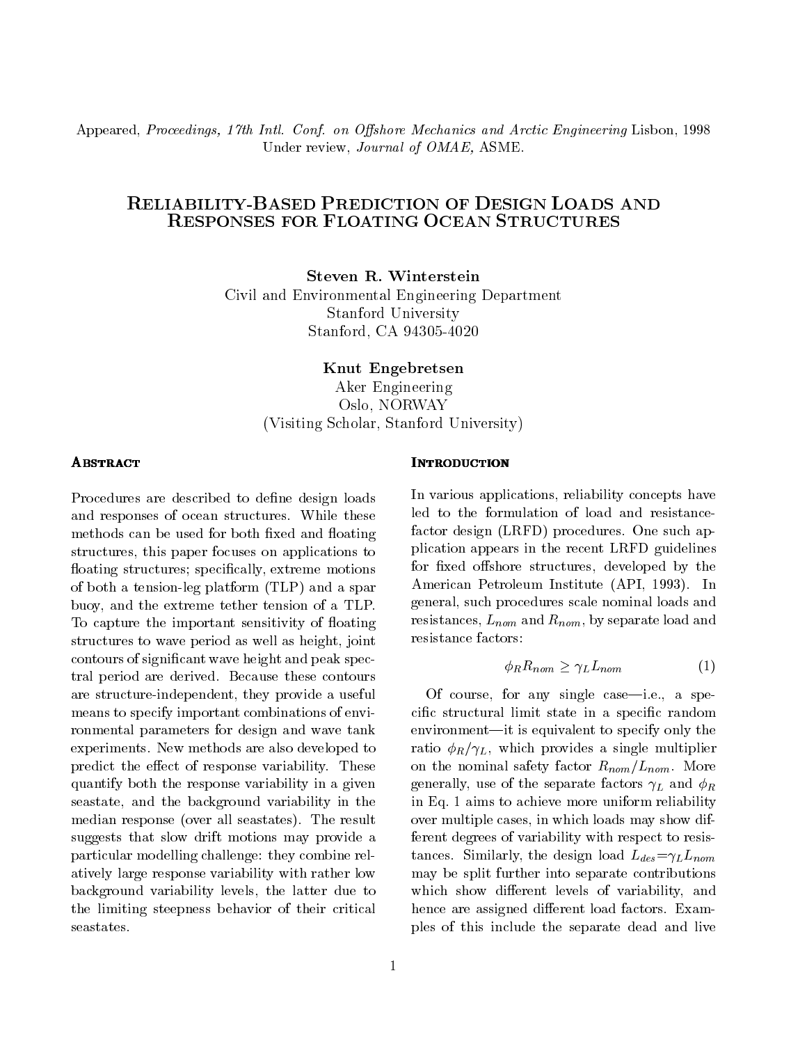Appeared, *Proceedings, 17th Intl. Conf. on Offshore Mechanics and Arctic Engineering* Lisbon, 1998
Under review, *Journal of OMAE,* ASME.

# Reliability-Based Prediction of Design Loads and Responses for Floating Ocean Structures

**Steven R. Winterstein**
Civil and Environmental Engineering Department
Stanford University
Stanford, CA 94305-4020

**Knut Engebretsen**
Aker Engineering
Oslo, NORWAY
(Visiting Scholar, Stanford University)

## Abstract

Procedures are described to define design loads and responses of ocean structures. While these methods can be used for both fixed and floating structures, this paper focuses on applications to floating structures; specifically, extreme motions of both a tension-leg platform (TLP) and a spar buoy, and the extreme tether tension of a TLP. To capture the important sensitivity of floating structures to wave period as well as height, joint contours of significant wave height and peak spectral period are derived. Because these contours are structure-independent, they provide a useful means to specify important combinations of environmental parameters for design and wave tank experiments. New methods are also developed to predict the effect of response variability. These quantify both the response variability in a given seastate, and the background variability in the median response (over all seastates). The result suggests that slow drift motions may provide a particular modelling challenge: they combine relatively large response variability with rather low background variability levels, the latter due to the limiting steepness behavior of their critical seastates.

## Introduction

In various applications, reliability concepts have led to the formulation of load and resistance-factor design (LRFD) procedures. One such application appears in the recent LRFD guidelines for fixed offshore structures, developed by the American Petroleum Institute (API, 1993). In general, such procedures scale nominal loads and resistances, $L_{nom}$ and $R_{nom}$, by separate load and resistance factors:

$$\phi_R R_{nom} \geq \gamma_L L_{nom} \qquad (1)$$

Of course, for any single case—i.e., a specific structural limit state in a specific random environment—it is equivalent to specify only the ratio $\phi_R/\gamma_L$, which provides a single multiplier on the nominal safety factor $R_{nom}/L_{nom}$. More generally, use of the separate factors $\gamma_L$ and $\phi_R$ in Eq. 1 aims to achieve more uniform reliability over multiple cases, in which loads may show different degrees of variability with respect to resistances. Similarly, the design load $L_{des}=\gamma_L L_{nom}$ may be split further into separate contributions which show different levels of variability, and hence are assigned different load factors. Examples of this include the separate dead and live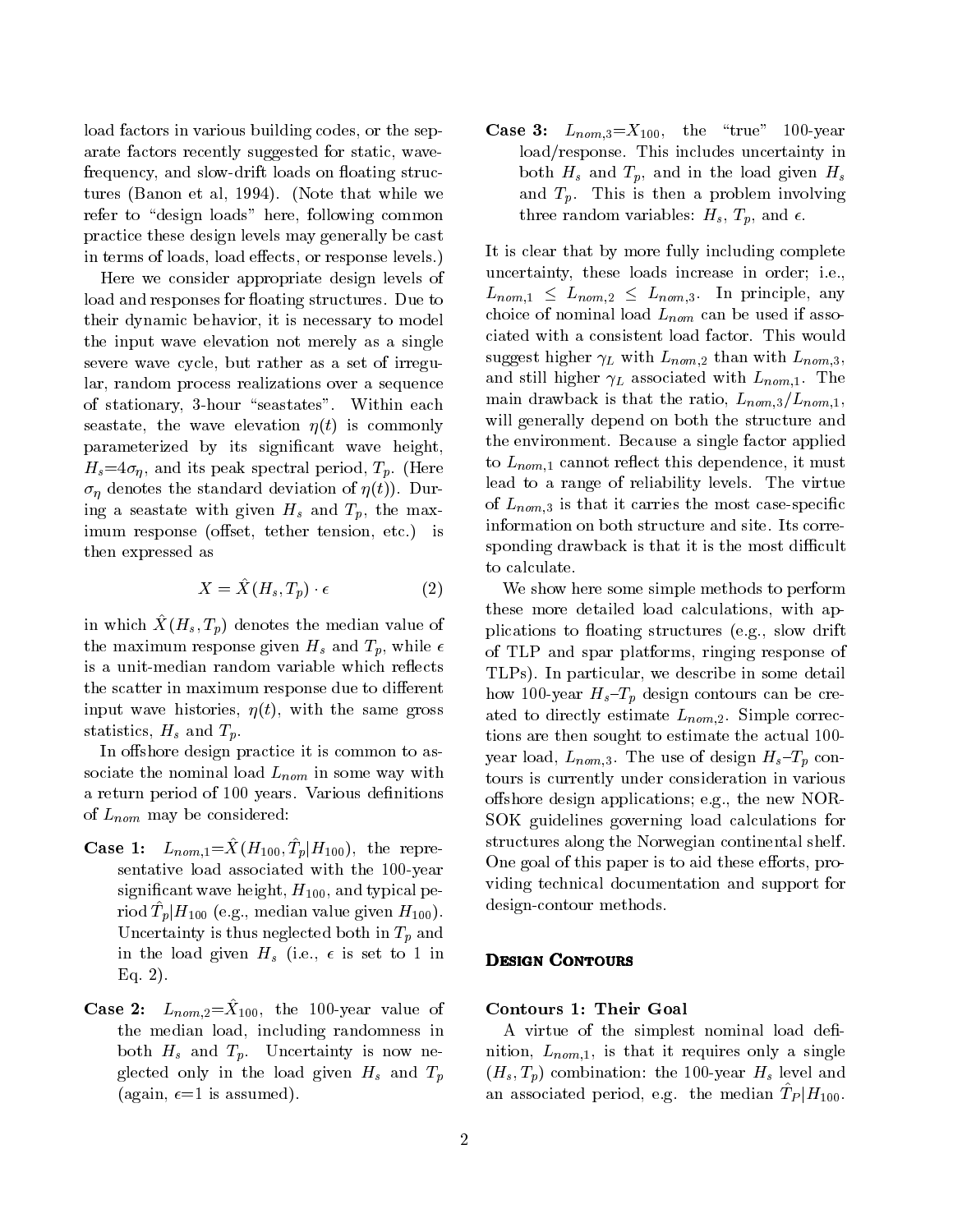load factors in various building codes, or the separate factors recently suggested for static, wave-frequency, and slow-drift loads on floating structures (Banon et al, 1994). (Note that while we refer to "design loads" here, following common practice these design levels may generally be cast in terms of loads, load effects, or response levels.)

Here we consider appropriate design levels of load and responses for floating structures. Due to their dynamic behavior, it is necessary to model the input wave elevation not merely as a single severe wave cycle, but rather as a set of irregular, random process realizations over a sequence of stationary, 3-hour "seastates". Within each seastate, the wave elevation $\eta(t)$ is commonly parameterized by its significant wave height, $H_s=4\sigma_\eta$, and its peak spectral period, $T_p$. (Here $\sigma_\eta$ denotes the standard deviation of $\eta(t)$). During a seastate with given $H_s$ and $T_p$, the maximum response (offset, tether tension, etc.) is then expressed as

$$X = \hat{X}(H_s, T_p) \cdot \epsilon \tag{2}$$

in which $\hat{X}(H_s, T_p)$ denotes the median value of the maximum response given $H_s$ and $T_p$, while $\epsilon$ is a unit-median random variable which reflects the scatter in maximum response due to different input wave histories, $\eta(t)$, with the same gross statistics, $H_s$ and $T_p$.

In offshore design practice it is common to associate the nominal load $L_{nom}$ in some way with a return period of 100 years. Various definitions of $L_{nom}$ may be considered:

**Case 1:** $L_{nom,1}=\hat{X}(H_{100}, \hat{T}_p|H_{100})$, the representative load associated with the 100-year significant wave height, $H_{100}$, and typical period $\hat{T}_p|H_{100}$ (e.g., median value given $H_{100}$). Uncertainty is thus neglected both in $T_p$ and in the load given $H_s$ (i.e., $\epsilon$ is set to 1 in Eq. 2).

**Case 2:** $L_{nom,2}=\hat{X}_{100}$, the 100-year value of the median load, including randomness in both $H_s$ and $T_p$. Uncertainty is now neglected only in the load given $H_s$ and $T_p$ (again, $\epsilon$=1 is assumed).

**Case 3:** $L_{nom,3}=X_{100}$, the "true" 100-year load/response. This includes uncertainty in both $H_s$ and $T_p$, and in the load given $H_s$ and $T_p$. This is then a problem involving three random variables: $H_s$, $T_p$, and $\epsilon$.

It is clear that by more fully including complete uncertainty, these loads increase in order; i.e., $L_{nom,1} \leq L_{nom,2} \leq L_{nom,3}$. In principle, any choice of nominal load $L_{nom}$ can be used if associated with a consistent load factor. This would suggest higher $\gamma_L$ with $L_{nom,2}$ than with $L_{nom,3}$, and still higher $\gamma_L$ associated with $L_{nom,1}$. The main drawback is that the ratio, $L_{nom,3}/L_{nom,1}$, will generally depend on both the structure and the environment. Because a single factor applied to $L_{nom,1}$ cannot reflect this dependence, it must lead to a range of reliability levels. The virtue of $L_{nom,3}$ is that it carries the most case-specific information on both structure and site. Its corresponding drawback is that it is the most difficult to calculate.

We show here some simple methods to perform these more detailed load calculations, with applications to floating structures (e.g., slow drift of TLP and spar platforms, ringing response of TLPs). In particular, we describe in some detail how 100-year $H_s$–$T_p$ design contours can be created to directly estimate $L_{nom,2}$. Simple corrections are then sought to estimate the actual 100-year load, $L_{nom,3}$. The use of design $H_s$–$T_p$ contours is currently under consideration in various offshore design applications; e.g., the new NORSOK guidelines governing load calculations for structures along the Norwegian continental shelf. One goal of this paper is to aid these efforts, providing technical documentation and support for design-contour methods.

## Design Contours

### Contours 1: Their Goal

A virtue of the simplest nominal load definition, $L_{nom,1}$, is that it requires only a single $(H_s, T_p)$ combination: the 100-year $H_s$ level and an associated period, e.g. the median $\hat{T}_P|H_{100}$.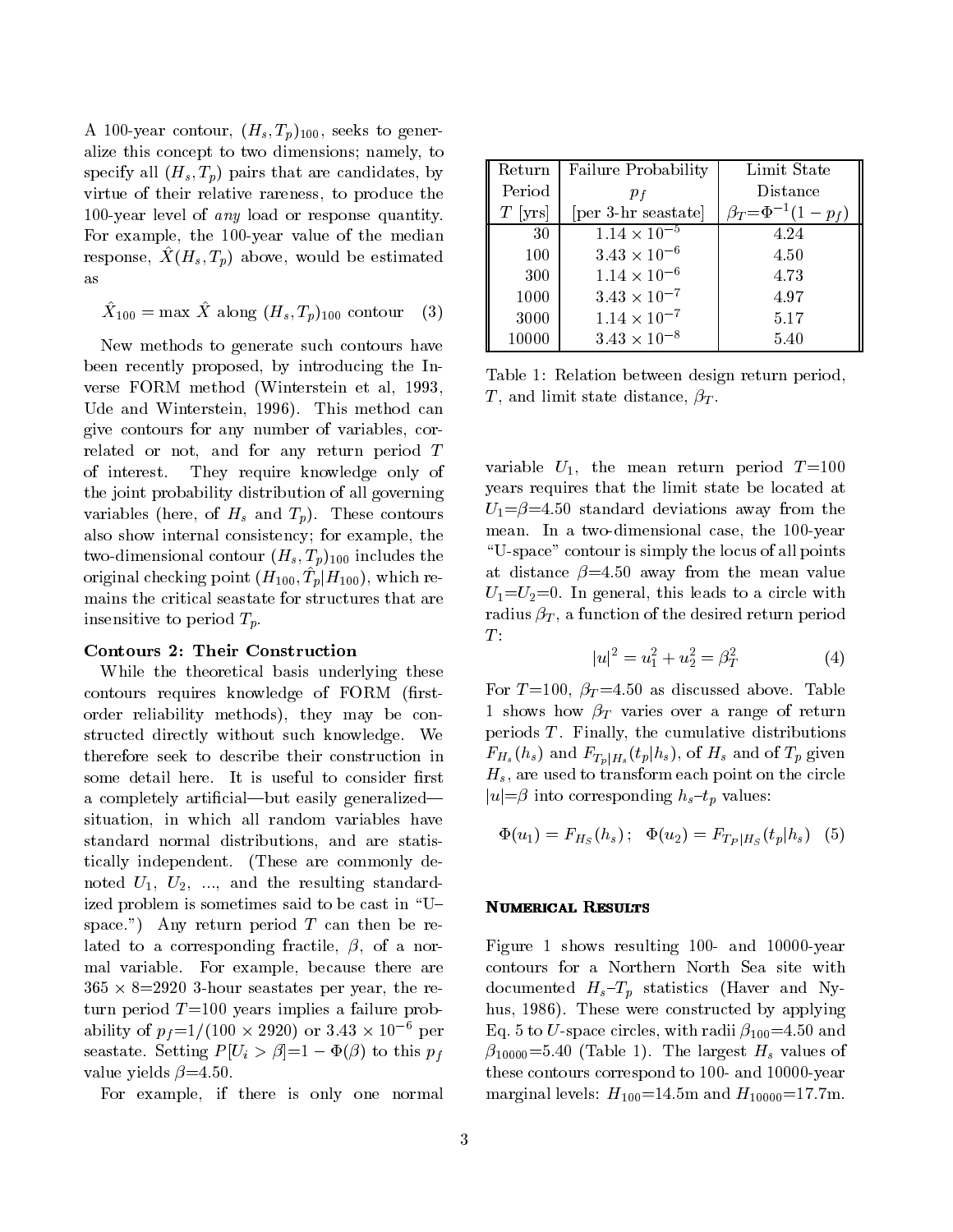A 100-year contour, $(H_s, T_p)_{100}$, seeks to generalize this concept to two dimensions; namely, to specify all $(H_s, T_p)$ pairs that are candidates, by virtue of their relative rareness, to produce the 100-year level of *any* load or response quantity. For example, the 100-year value of the median response, $\hat{X}(H_s, T_p)$ above, would be estimated as

$$\hat{X}_{100} = \max \hat{X} \text{ along } (H_s, T_p)_{100} \text{ contour} \quad (3)$$

New methods to generate such contours have been recently proposed, by introducing the Inverse FORM method (Winterstein et al, 1993, Ude and Winterstein, 1996). This method can give contours for any number of variables, correlated or not, and for any return period $T$ of interest. They require knowledge only of the joint probability distribution of all governing variables (here, of $H_s$ and $T_p$). These contours also show internal consistency; for example, the two-dimensional contour $(H_s, T_p)_{100}$ includes the original checking point $(H_{100}, \hat{T}_p|H_{100})$, which remains the critical seastate for structures that are insensitive to period $T_p$.

**Contours 2: Their Construction**

While the theoretical basis underlying these contours requires knowledge of FORM (first-order reliability methods), they may be constructed directly without such knowledge. We therefore seek to describe their construction in some detail here. It is useful to consider first a completely artificial—but easily generalized—situation, in which all random variables have standard normal distributions, and are statistically independent. (These are commonly denoted $U_1$, $U_2$, ..., and the resulting standardized problem is sometimes said to be cast in "U–space.") Any return period $T$ can then be related to a corresponding fractile, $\beta$, of a normal variable. For example, because there are $365 \times 8$=2920 3-hour seastates per year, the return period $T$=100 years implies a failure probability of $p_f$=1/(100 × 2920) or $3.43 \times 10^{-6}$ per seastate. Setting $P[U_i > \beta]=1-\Phi(\beta)$ to this $p_f$ value yields $\beta$=4.50.

For example, if there is only one normal variable $U_1$, the mean return period $T$=100 years requires that the limit state be located at $U_1$=$\beta$=4.50 standard deviations away from the mean. In a two-dimensional case, the 100-year "U-space" contour is simply the locus of all points at distance $\beta$=4.50 away from the mean value $U_1$=$U_2$=0. In general, this leads to a circle with radius $\beta_T$, a function of the desired return period $T$:

$$|u|^2 = u_1^2 + u_2^2 = \beta_T^2 \quad (4)$$

| Return Period $T$ [yrs] | Failure Probability $p_f$ [per 3-hr seastate] | Limit State Distance $\beta_T$=$\Phi^{-1}(1-p_f)$ |
|---|---|---|
| 30 | $1.14 \times 10^{-5}$ | 4.24 |
| 100 | $3.43 \times 10^{-6}$ | 4.50 |
| 300 | $1.14 \times 10^{-6}$ | 4.73 |
| 1000 | $3.43 \times 10^{-7}$ | 4.97 |
| 3000 | $1.14 \times 10^{-7}$ | 5.17 |
| 10000 | $3.43 \times 10^{-8}$ | 5.40 |

Table 1: Relation between design return period, $T$, and limit state distance, $\beta_T$.

For $T$=100, $\beta_T$=4.50 as discussed above. Table 1 shows how $\beta_T$ varies over a range of return periods $T$. Finally, the cumulative distributions $F_{H_s}(h_s)$ and $F_{T_p|H_s}(t_p|h_s)$, of $H_s$ and of $T_p$ given $H_s$, are used to transform each point on the circle $|u|$=$\beta$ into corresponding $h_s$–$t_p$ values:

$$\Phi(u_1) = F_{H_S}(h_s)\,; \quad \Phi(u_2) = F_{T_P|H_S}(t_p|h_s) \quad (5)$$

## Numerical Results

Figure 1 shows resulting 100- and 10000-year contours for a Northern North Sea site with documented $H_s$–$T_p$ statistics (Haver and Nyhus, 1986). These were constructed by applying Eq. 5 to $U$-space circles, with radii $\beta_{100}$=4.50 and $\beta_{10000}$=5.40 (Table 1). The largest $H_s$ values of these contours correspond to 100- and 10000-year marginal levels: $H_{100}$=14.5m and $H_{10000}$=17.7m.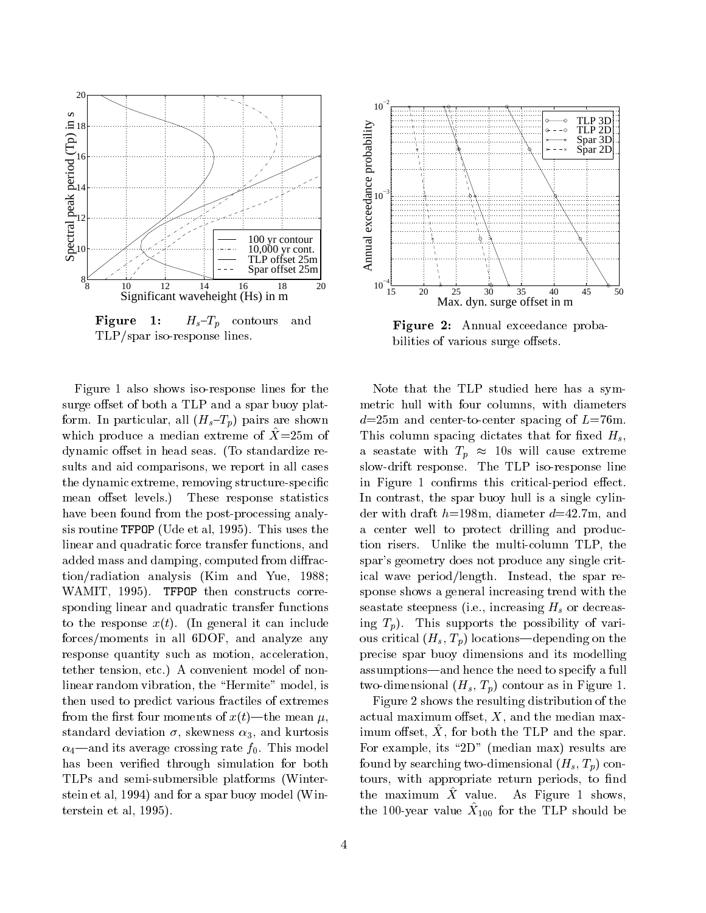**Figure 1:** $H_s$–$T_p$ contours and TLP/spar iso-response lines.

**Figure 2:** Annual exceedance probabilities of various surge offsets.

Figure 1 also shows iso-response lines for the surge offset of both a TLP and a spar buoy platform. In particular, all ($H_s$–$T_p$) pairs are shown which produce a median extreme of $\hat{X}$=25m of dynamic offset in head seas. (To standardize results and aid comparisons, we report in all cases the dynamic extreme, removing structure-specific mean offset levels.) These response statistics have been found from the post-processing analysis routine `TFPOP` (Ude et al, 1995). This uses the linear and quadratic force transfer functions, and added mass and damping, computed from diffraction/radiation analysis (Kim and Yue, 1988; WAMIT, 1995). `TFPOP` then constructs corresponding linear and quadratic transfer functions to the response $x(t)$. (In general it can include forces/moments in all 6DOF, and analyze any response quantity such as motion, acceleration, tether tension, etc.) A convenient model of nonlinear random vibration, the "Hermite" model, is then used to predict various fractiles of extremes from the first four moments of $x(t)$—the mean $\mu$, standard deviation $\sigma$, skewness $\alpha_3$, and kurtosis $\alpha_4$—and its average crossing rate $f_0$. This model has been verified through simulation for both TLPs and semi-submersible platforms (Winterstein et al, 1994) and for a spar buoy model (Winterstein et al, 1995).

Note that the TLP studied here has a symmetric hull with four columns, with diameters $d$=25m and center-to-center spacing of $L$=76m. This column spacing dictates that for fixed $H_s$, a seastate with $T_p \approx$ 10s will cause extreme slow-drift response. The TLP iso-response line in Figure 1 confirms this critical-period effect. In contrast, the spar buoy hull is a single cylinder with draft $h$=198m, diameter $d$=42.7m, and a center well to protect drilling and production risers. Unlike the multi-column TLP, the spar's geometry does not produce any single critical wave period/length. Instead, the spar response shows a general increasing trend with the seastate steepness (i.e., increasing $H_s$ or decreasing $T_p$). This supports the possibility of various critical ($H_s$, $T_p$) locations—depending on the precise spar buoy dimensions and its modelling assumptions—and hence the need to specify a full two-dimensional ($H_s$, $T_p$) contour as in Figure 1.

Figure 2 shows the resulting distribution of the actual maximum offset, $X$, and the median maximum offset, $\hat{X}$, for both the TLP and the spar. For example, its "2D" (median max) results are found by searching two-dimensional ($H_s$, $T_p$) contours, with appropriate return periods, to find the maximum $\hat{X}$ value. As Figure 1 shows, the 100-year value $\hat{X}_{100}$ for the TLP should be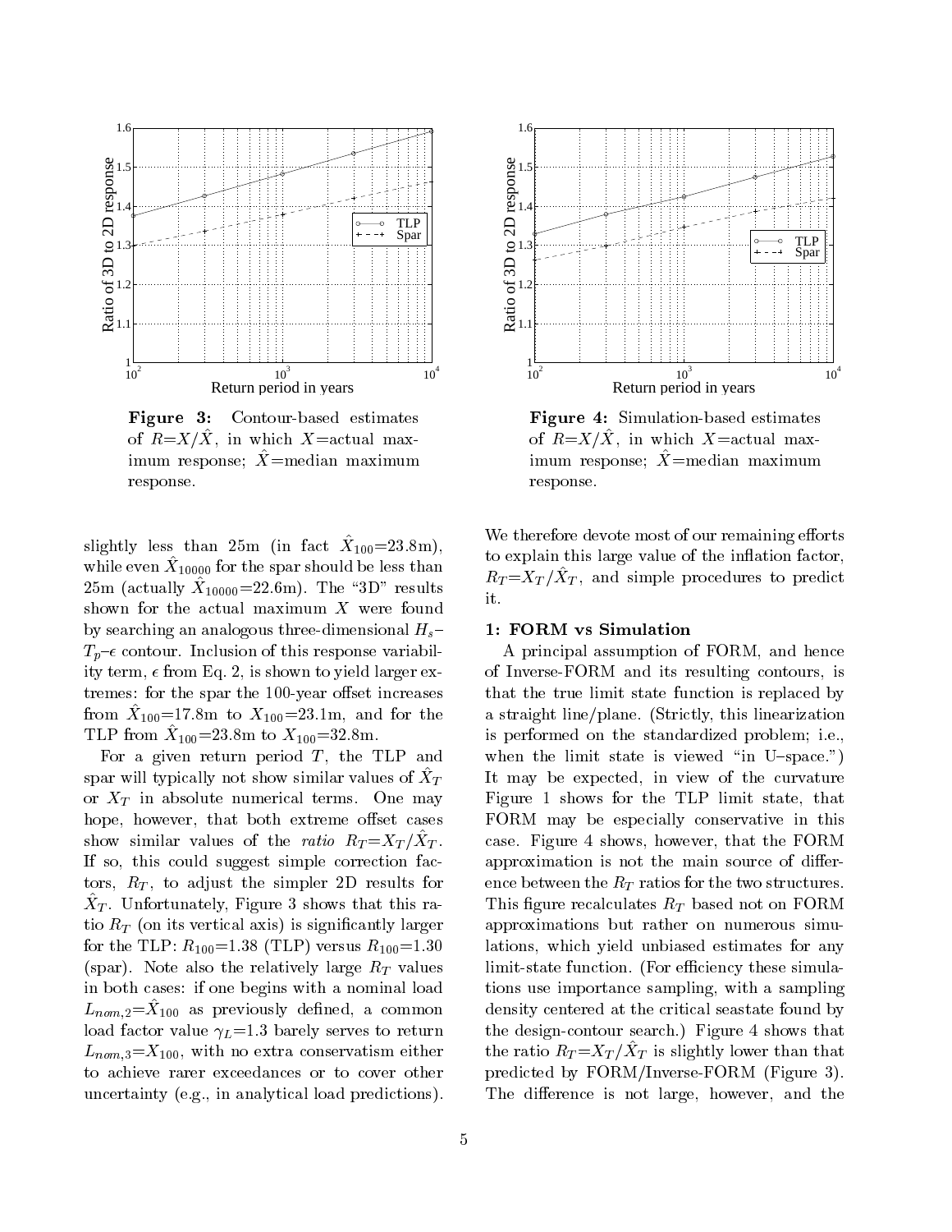Figure 3: Contour-based estimates of $R$=$X/\hat{X}$, in which $X$=actual maximum response; $\hat{X}$=median maximum response.

Figure 4: Simulation-based estimates of $R$=$X/\hat{X}$, in which $X$=actual maximum response; $\hat{X}$=median maximum response.

slightly less than 25m (in fact $\hat{X}_{100}$=23.8m), while even $\hat{X}_{10000}$ for the spar should be less than 25m (actually $\hat{X}_{10000}$=22.6m). The "3D" results shown for the actual maximum $X$ were found by searching an analogous three-dimensional $H_s$–$T_p$–$\epsilon$ contour. Inclusion of this response variability term, $\epsilon$ from Eq. 2, is shown to yield larger extremes: for the spar the 100-year offset increases from $\hat{X}_{100}$=17.8m to $X_{100}$=23.1m, and for the TLP from $\hat{X}_{100}$=23.8m to $X_{100}$=32.8m.

For a given return period $T$, the TLP and spar will typically not show similar values of $\hat{X}_T$ or $X_T$ in absolute numerical terms. One may hope, however, that both extreme offset cases show similar values of the *ratio* $R_T$=$X_T/\hat{X}_T$. If so, this could suggest simple correction factors, $R_T$, to adjust the simpler 2D results for $\hat{X}_T$. Unfortunately, Figure 3 shows that this ratio $R_T$ (on its vertical axis) is significantly larger for the TLP: $R_{100}$=1.38 (TLP) versus $R_{100}$=1.30 (spar). Note also the relatively large $R_T$ values in both cases: if one begins with a nominal load $L_{nom,2}$=$\hat{X}_{100}$ as previously defined, a common load factor value $\gamma_L$=1.3 barely serves to return $L_{nom,3}$=$X_{100}$, with no extra conservatism either to achieve rarer exceedances or to cover other uncertainty (e.g., in analytical load predictions). We therefore devote most of our remaining efforts to explain this large value of the inflation factor, $R_T$=$X_T/\hat{X}_T$, and simple procedures to predict it.

## 1: FORM vs Simulation

A principal assumption of FORM, and hence of Inverse-FORM and its resulting contours, is that the true limit state function is replaced by a straight line/plane. (Strictly, this linearization is performed on the standardized problem; i.e., when the limit state is viewed "in U–space.") It may be expected, in view of the curvature Figure 1 shows for the TLP limit state, that FORM may be especially conservative in this case. Figure 4 shows, however, that the FORM approximation is not the main source of difference between the $R_T$ ratios for the two structures. This figure recalculates $R_T$ based not on FORM approximations but rather on numerous simulations, which yield unbiased estimates for any limit-state function. (For efficiency these simulations use importance sampling, with a sampling density centered at the critical seastate found by the design-contour search.) Figure 4 shows that the ratio $R_T$=$X_T/\hat{X}_T$ is slightly lower than that predicted by FORM/Inverse-FORM (Figure 3). The difference is not large, however, and the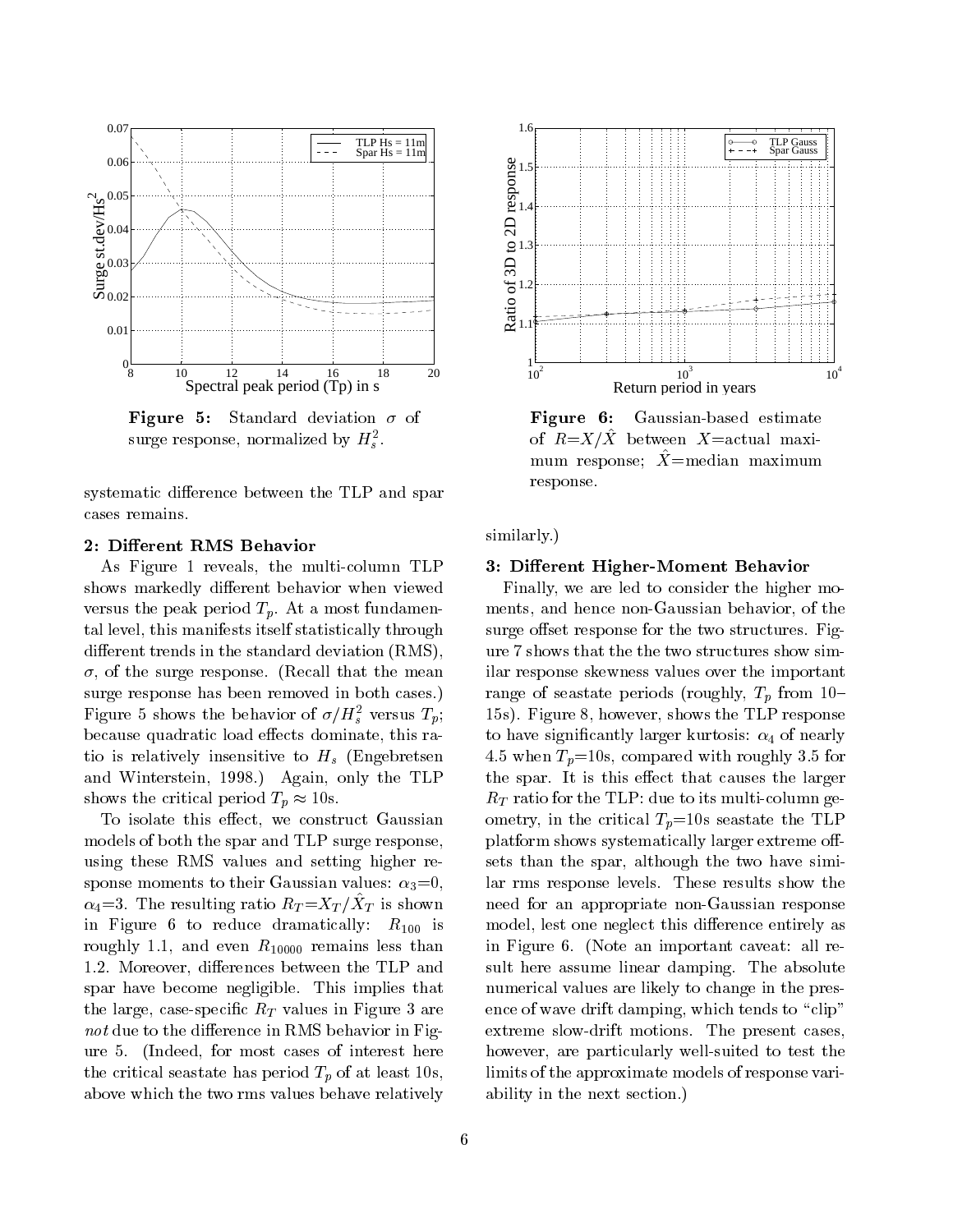**Figure 5:** Standard deviation $\sigma$ of surge response, normalized by $H_s^2$.

**Figure 6:** Gaussian-based estimate of $R=X/\hat{X}$ between $X$=actual maximum response; $\hat{X}$=median maximum response.

systematic difference between the TLP and spar cases remains.

**2: Different RMS Behavior**

As Figure 1 reveals, the multi-column TLP shows markedly different behavior when viewed versus the peak period $T_p$. At a most fundamental level, this manifests itself statistically through different trends in the standard deviation (RMS), $\sigma$, of the surge response. (Recall that the mean surge response has been removed in both cases.) Figure 5 shows the behavior of $\sigma/H_s^2$ versus $T_p$; because quadratic load effects dominate, this ratio is relatively insensitive to $H_s$ (Engebretsen and Winterstein, 1998.) Again, only the TLP shows the critical period $T_p \approx 10$s.

To isolate this effect, we construct Gaussian models of both the spar and TLP surge response, using these RMS values and setting higher response moments to their Gaussian values: $\alpha_3$=0, $\alpha_4$=3. The resulting ratio $R_T$=$X_T/\hat{X}_T$ is shown in Figure 6 to reduce dramatically: $R_{100}$ is roughly 1.1, and even $R_{10000}$ remains less than 1.2. Moreover, differences between the TLP and spar have become negligible. This implies that the large, case-specific $R_T$ values in Figure 3 are *not* due to the difference in RMS behavior in Figure 5. (Indeed, for most cases of interest here the critical seastate has period $T_p$ of at least 10s, above which the two rms values behave relatively similarly.)

**3: Different Higher-Moment Behavior**

Finally, we are led to consider the higher moments, and hence non-Gaussian behavior, of the surge offset response for the two structures. Figure 7 shows that the the two structures show similar response skewness values over the important range of seastate periods (roughly, $T_p$ from 10–15s). Figure 8, however, shows the TLP response to have significantly larger kurtosis: $\alpha_4$ of nearly 4.5 when $T_p$=10s, compared with roughly 3.5 for the spar. It is this effect that causes the larger $R_T$ ratio for the TLP: due to its multi-column geometry, in the critical $T_p$=10s seastate the TLP platform shows systematically larger extreme offsets than the spar, although the two have similar rms response levels. These results show the need for an appropriate non-Gaussian response model, lest one neglect this difference entirely as in Figure 6. (Note an important caveat: all result here assume linear damping. The absolute numerical values are likely to change in the presence of wave drift damping, which tends to "clip" extreme slow-drift motions. The present cases, however, are particularly well-suited to test the limits of the approximate models of response variability in the next section.)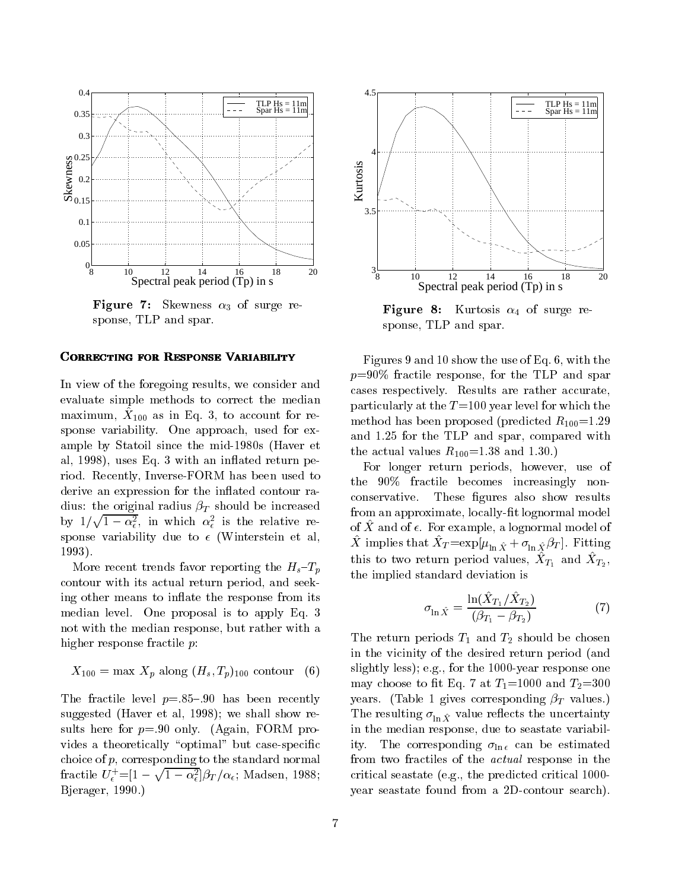Figure 7: Skewness $\alpha_3$ of surge response, TLP and spar.

Figure 8: Kurtosis $\alpha_4$ of surge response, TLP and spar.

## Correcting for Response Variability

In view of the foregoing results, we consider and evaluate simple methods to correct the median maximum, $\hat{X}_{100}$ as in Eq. 3, to account for response variability. One approach, used for example by Statoil since the mid-1980s (Haver et al, 1998), uses Eq. 3 with an inflated return period. Recently, Inverse-FORM has been used to derive an expression for the inflated contour radius: the original radius $\beta_T$ should be increased by $1/\sqrt{1-\alpha_\epsilon^2}$, in which $\alpha_\epsilon^2$ is the relative response variability due to $\epsilon$ (Winterstein et al, 1993).

More recent trends favor reporting the $H_s$–$T_p$ contour with its actual return period, and seeking other means to inflate the response from its median level. One proposal is to apply Eq. 3 not with the median response, but rather with a higher response fractile $p$:

$$X_{100} = \max X_p \text{ along } (H_s, T_p)_{100} \text{ contour} \quad (6)$$

The fractile level $p$=.85–.90 has been recently suggested (Haver et al, 1998); we shall show results here for $p$=.90 only. (Again, FORM provides a theoretically "optimal" but case-specific choice of $p$, corresponding to the standard normal fractile $U_\epsilon^+ = [1-\sqrt{1-\alpha_\epsilon^2}]\beta_T/\alpha_\epsilon$; Madsen, 1988; Bjerager, 1990.)

Figures 9 and 10 show the use of Eq. 6, with the $p$=90% fractile response, for the TLP and spar cases respectively. Results are rather accurate, particularly at the $T$=100 year level for which the method has been proposed (predicted $R_{100}$=1.29 and 1.25 for the TLP and spar, compared with the actual values $R_{100}$=1.38 and 1.30.)

For longer return periods, however, use of the 90% fractile becomes increasingly non-conservative. These figures also show results from an approximate, locally-fit lognormal model of $\hat{X}$ and of $\epsilon$. For example, a lognormal model of $\hat{X}$ implies that $\hat{X}_T = \exp[\mu_{\ln \hat{X}} + \sigma_{\ln \hat{X}} \beta_T]$. Fitting this to two return period values, $\hat{X}_{T_1}$ and $\hat{X}_{T_2}$, the implied standard deviation is

$$\sigma_{\ln \hat{X}} = \frac{\ln(\hat{X}_{T_1}/\hat{X}_{T_2})}{(\beta_{T_1} - \beta_{T_2})} \quad (7)$$

The return periods $T_1$ and $T_2$ should be chosen in the vicinity of the desired return period (and slightly less); e.g., for the 1000-year response one may choose to fit Eq. 7 at $T_1$=1000 and $T_2$=300 years. (Table 1 gives corresponding $\beta_T$ values.) The resulting $\sigma_{\ln \hat{X}}$ value reflects the uncertainty in the median response, due to seastate variability. The corresponding $\sigma_{\ln \epsilon}$ can be estimated from two fractiles of the *actual* response in the critical seastate (e.g., the predicted critical 1000-year seastate found from a 2D-contour search).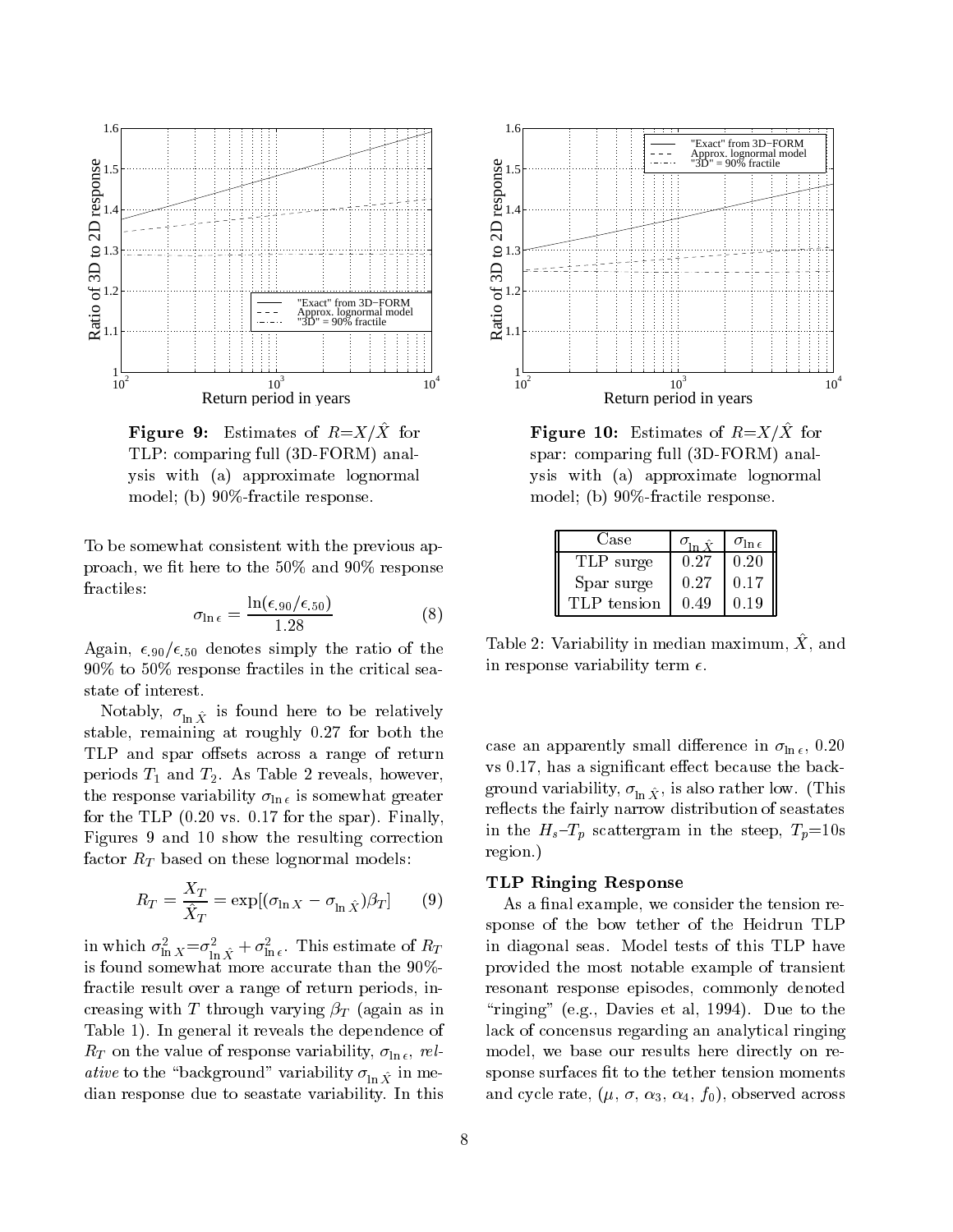**Figure 9:** Estimates of $R = X/\hat{X}$ for TLP: comparing full (3D-FORM) analysis with (a) approximate lognormal model; (b) 90%-fractile response.

**Figure 10:** Estimates of $R = X/\hat{X}$ for spar: comparing full (3D-FORM) analysis with (a) approximate lognormal model; (b) 90%-fractile response.

To be somewhat consistent with the previous approach, we fit here to the 50% and 90% response fractiles:

$$\sigma_{\ln \epsilon} = \frac{\ln(\epsilon_{.90}/\epsilon_{.50})}{1.28} \qquad (8)$$

Again, $\epsilon_{.90}/\epsilon_{.50}$ denotes simply the ratio of the 90% to 50% response fractiles in the critical seastate of interest.

Notably, $\sigma_{\ln \hat{X}}$ is found here to be relatively stable, remaining at roughly 0.27 for both the TLP and spar offsets across a range of return periods $T_1$ and $T_2$. As Table 2 reveals, however, the response variability $\sigma_{\ln \epsilon}$ is somewhat greater for the TLP (0.20 vs. 0.17 for the spar). Finally, Figures 9 and 10 show the resulting correction factor $R_T$ based on these lognormal models:

$$R_T = \frac{X_T}{\hat{X}_T} = \exp[(\sigma_{\ln X} - \sigma_{\ln \hat{X}})\beta_T] \qquad (9)$$

in which $\sigma^2_{\ln X} = \sigma^2_{\ln \hat{X}} + \sigma^2_{\ln \epsilon}$. This estimate of $R_T$ is found somewhat more accurate than the 90%-fractile result over a range of return periods, increasing with $T$ through varying $\beta_T$ (again as in Table 1). In general it reveals the dependence of $R_T$ on the value of response variability, $\sigma_{\ln \epsilon}$, *relative* to the "background" variability $\sigma_{\ln \hat{X}}$ in median response due to seastate variability. In this case an apparently small difference in $\sigma_{\ln \epsilon}$, 0.20 vs 0.17, has a significant effect because the background variability, $\sigma_{\ln \hat{X}}$, is also rather low. (This reflects the fairly narrow distribution of seastates in the $H_s$–$T_p$ scattergram in the steep, $T_p$=10s region.)

| Case | $\sigma_{\ln \hat{X}}$ | $\sigma_{\ln \epsilon}$ |
|---|---|---|
| TLP surge | 0.27 | 0.20 |
| Spar surge | 0.27 | 0.17 |
| TLP tension | 0.49 | 0.19 |

Table 2: Variability in median maximum, $\hat{X}$, and in response variability term $\epsilon$.

### TLP Ringing Response

As a final example, we consider the tension response of the bow tether of the Heidrun TLP in diagonal seas. Model tests of this TLP have provided the most notable example of transient resonant response episodes, commonly denoted "ringing" (e.g., Davies et al, 1994). Due to the lack of concensus regarding an analytical ringing model, we base our results here directly on response surfaces fit to the tether tension moments and cycle rate, ($\mu$, $\sigma$, $\alpha_3$, $\alpha_4$, $f_0$), observed across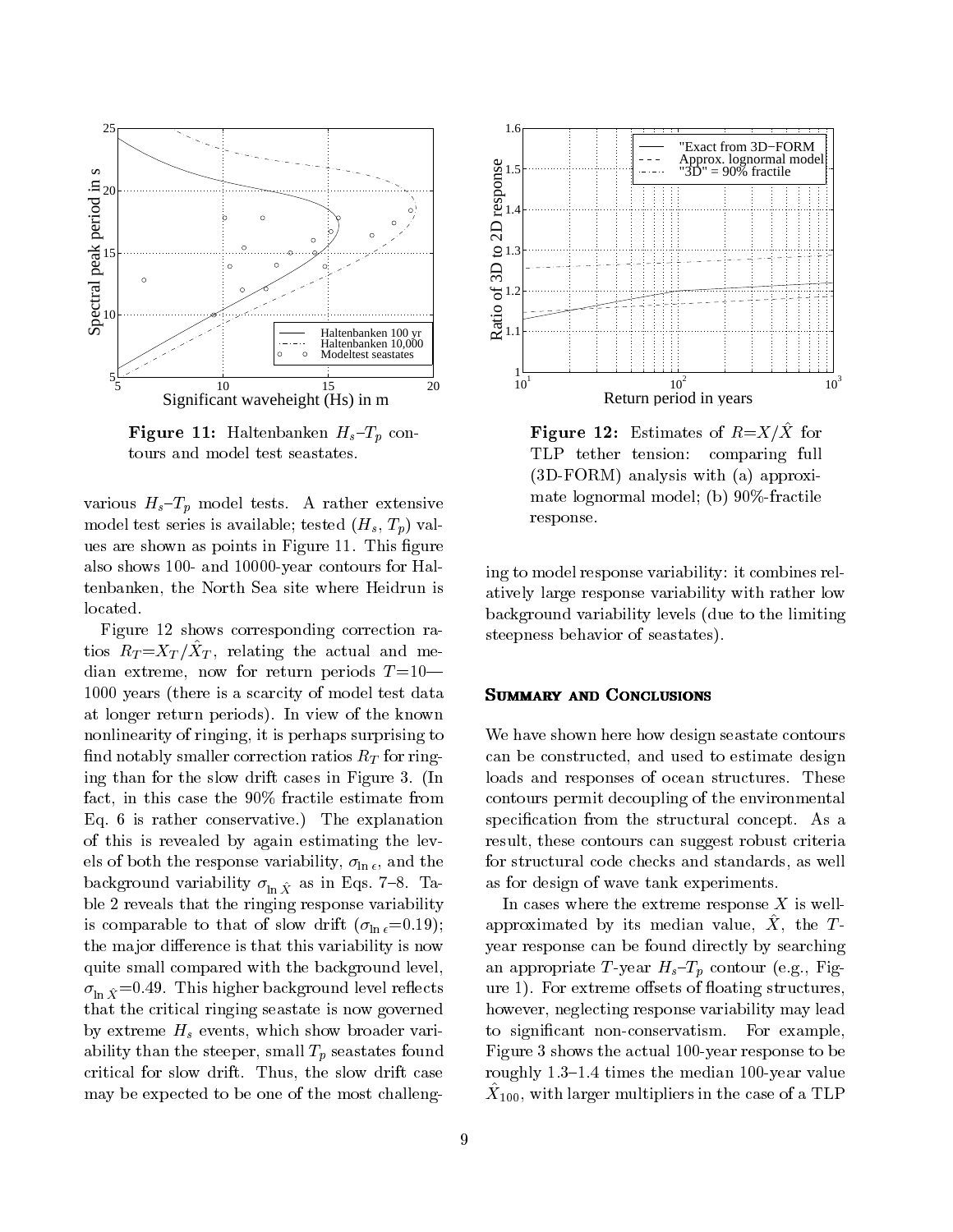Figure 11: Haltenbanken $H_s$–$T_p$ contours and model test seastates.

Figure 12: Estimates of $R{=}X/\hat{X}$ for TLP tether tension: comparing full (3D-FORM) analysis with (a) approximate lognormal model; (b) 90%-fractile response.

various $H_s$–$T_p$ model tests. A rather extensive model test series is available; tested ($H_s$, $T_p$) values are shown as points in Figure 11. This figure also shows 100- and 10000-year contours for Haltenbanken, the North Sea site where Heidrun is located.

Figure 12 shows corresponding correction ratios $R_T{=}X_T/\hat{X}_T$, relating the actual and median extreme, now for return periods $T{=}10$—1000 years (there is a scarcity of model test data at longer return periods). In view of the known nonlinearity of ringing, it is perhaps surprising to find notably smaller correction ratios $R_T$ for ringing than for the slow drift cases in Figure 3. (In fact, in this case the 90% fractile estimate from Eq. 6 is rather conservative.) The explanation of this is revealed by again estimating the levels of both the response variability, $\sigma_{\ln \epsilon}$, and the background variability $\sigma_{\ln \hat{X}}$ as in Eqs. 7–8. Table 2 reveals that the ringing response variability is comparable to that of slow drift ($\sigma_{\ln \epsilon}{=}0.19$); the major difference is that this variability is now quite small compared with the background level, $\sigma_{\ln \hat{X}}{=}0.49$. This higher background level reflects that the critical ringing seastate is now governed by extreme $H_s$ events, which show broader variability than the steeper, small $T_p$ seastates found critical for slow drift. Thus, the slow drift case may be expected to be one of the most challenging to model response variability: it combines relatively large response variability with rather low background variability levels (due to the limiting steepness behavior of seastates).

## Summary and Conclusions

We have shown here how design seastate contours can be constructed, and used to estimate design loads and responses of ocean structures. These contours permit decoupling of the environmental specification from the structural concept. As a result, these contours can suggest robust criteria for structural code checks and standards, as well as for design of wave tank experiments.

In cases where the extreme response $X$ is well-approximated by its median value, $\hat{X}$, the $T$-year response can be found directly by searching an appropriate $T$-year $H_s$–$T_p$ contour (e.g., Figure 1). For extreme offsets of floating structures, however, neglecting response variability may lead to significant non-conservatism. For example, Figure 3 shows the actual 100-year response to be roughly 1.3–1.4 times the median 100-year value $\hat{X}_{100}$, with larger multipliers in the case of a TLP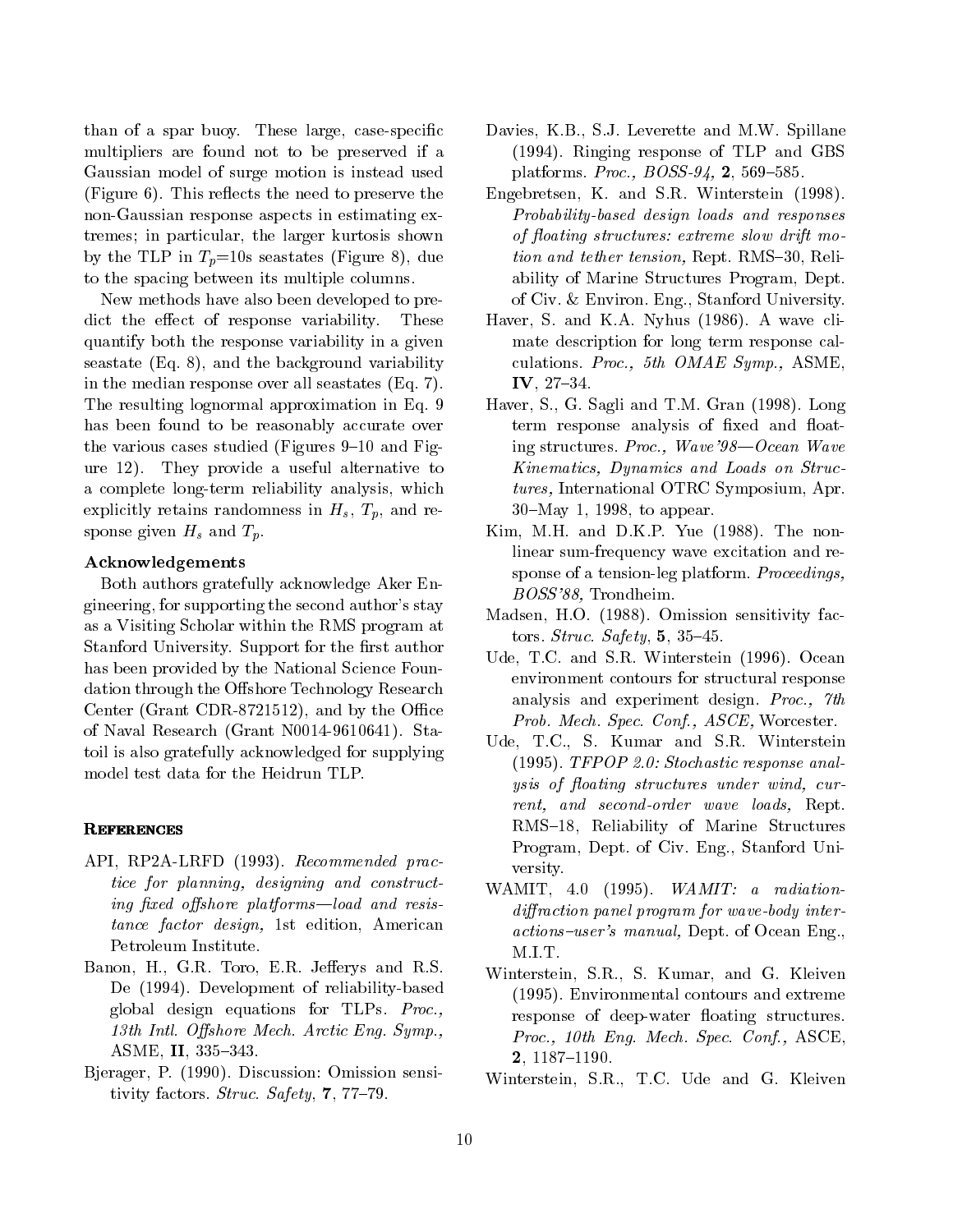than of a spar buoy. These large, case-specific multipliers are found not to be preserved if a Gaussian model of surge motion is instead used (Figure 6). This reflects the need to preserve the non-Gaussian response aspects in estimating extremes; in particular, the larger kurtosis shown by the TLP in $T_p$=10s seastates (Figure 8), due to the spacing between its multiple columns.

New methods have also been developed to predict the effect of response variability. These quantify both the response variability in a given seastate (Eq. 8), and the background variability in the median response over all seastates (Eq. 7). The resulting lognormal approximation in Eq. 9 has been found to be reasonably accurate over the various cases studied (Figures 9–10 and Figure 12). They provide a useful alternative to a complete long-term reliability analysis, which explicitly retains randomness in $H_s$, $T_p$, and response given $H_s$ and $T_p$.

### Acknowledgements

Both authors gratefully acknowledge Aker Engineering, for supporting the second author's stay as a Visiting Scholar within the RMS program at Stanford University. Support for the first author has been provided by the National Science Foundation through the Offshore Technology Research Center (Grant CDR-8721512), and by the Office of Naval Research (Grant N0014-9610641). Statoil is also gratefully acknowledged for supplying model test data for the Heidrun TLP.

## References

API, RP2A-LRFD (1993). *Recommended practice for planning, designing and constructing fixed offshore platforms—load and resistance factor design,* 1st edition, American Petroleum Institute.

Banon, H., G.R. Toro, E.R. Jefferys and R.S. De (1994). Development of reliability-based global design equations for TLPs. *Proc., 13th Intl. Offshore Mech. Arctic Eng. Symp.,* ASME, **II**, 335–343.

Bjerager, P. (1990). Discussion: Omission sensitivity factors. *Struc. Safety*, **7**, 77–79.

Davies, K.B., S.J. Leverette and M.W. Spillane (1994). Ringing response of TLP and GBS platforms. *Proc., BOSS-94,* **2**, 569–585.

Engebretsen, K. and S.R. Winterstein (1998). *Probability-based design loads and responses of floating structures: extreme slow drift motion and tether tension,* Rept. RMS–30, Reliability of Marine Structures Program, Dept. of Civ. & Environ. Eng., Stanford University.

Haver, S. and K.A. Nyhus (1986). A wave climate description for long term response calculations. *Proc., 5th OMAE Symp.,* ASME, **IV**, 27–34.

Haver, S., G. Sagli and T.M. Gran (1998). Long term response analysis of fixed and floating structures. *Proc., Wave'98—Ocean Wave Kinematics, Dynamics and Loads on Structures,* International OTRC Symposium, Apr. 30–May 1, 1998, to appear.

Kim, M.H. and D.K.P. Yue (1988). The nonlinear sum-frequency wave excitation and response of a tension-leg platform. *Proceedings, BOSS'88,* Trondheim.

Madsen, H.O. (1988). Omission sensitivity factors. *Struc. Safety*, **5**, 35–45.

Ude, T.C. and S.R. Winterstein (1996). Ocean environment contours for structural response analysis and experiment design. *Proc., 7th Prob. Mech. Spec. Conf., ASCE,* Worcester.

Ude, T.C., S. Kumar and S.R. Winterstein (1995). *TFPOP 2.0: Stochastic response analysis of floating structures under wind, current, and second-order wave loads,* Rept. RMS–18, Reliability of Marine Structures Program, Dept. of Civ. Eng., Stanford University.

WAMIT, 4.0 (1995). *WAMIT: a radiation-diffraction panel program for wave-body interactions–user's manual,* Dept. of Ocean Eng., M.I.T.

Winterstein, S.R., S. Kumar, and G. Kleiven (1995). Environmental contours and extreme response of deep-water floating structures. *Proc., 10th Eng. Mech. Spec. Conf.,* ASCE, **2**, 1187–1190.

Winterstein, S.R., T.C. Ude and G. Kleiven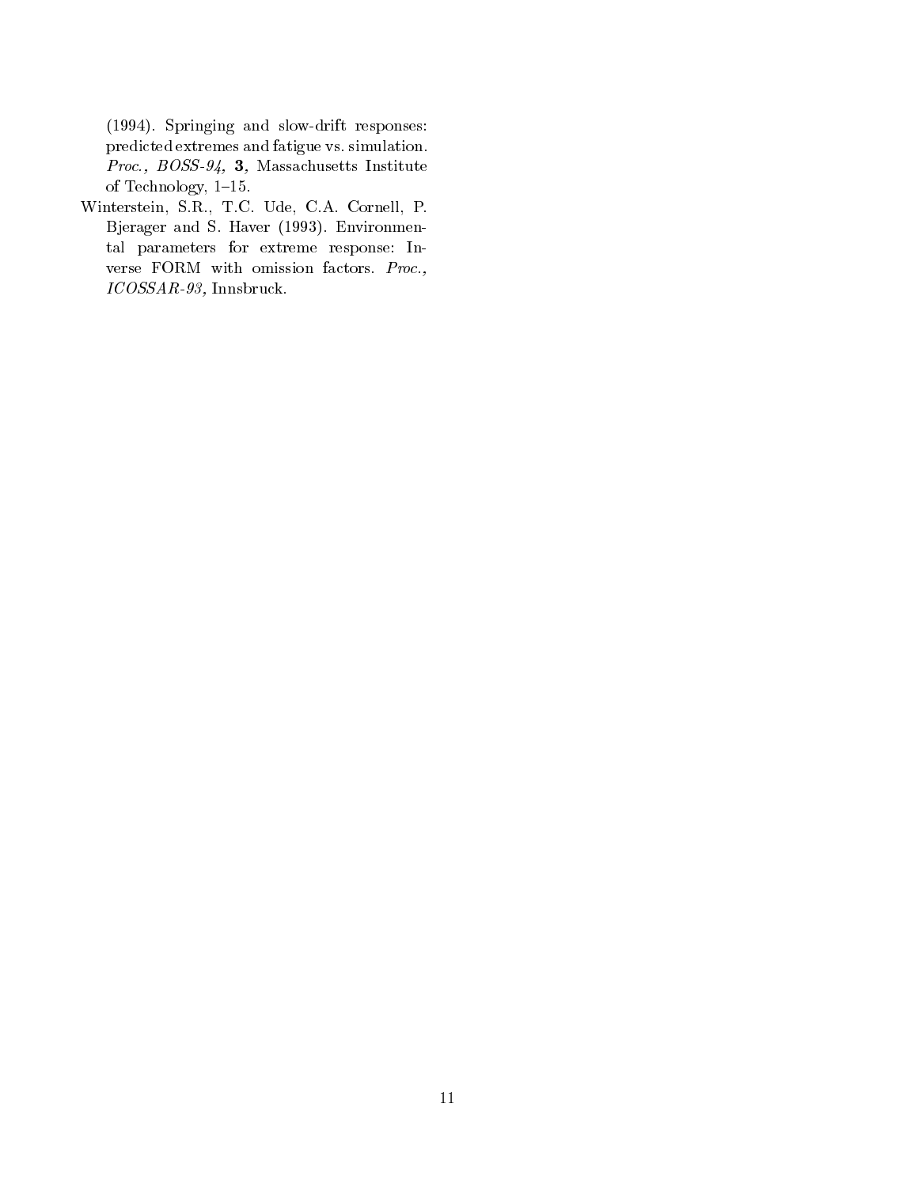(1994). Springing and slow-drift responses: predicted extremes and fatigue vs. simulation. *Proc., BOSS-94,* **3**, Massachusetts Institute of Technology, 1–15.

Winterstein, S.R., T.C. Ude, C.A. Cornell, P. Bjerager and S. Haver (1993). Environmental parameters for extreme response: Inverse FORM with omission factors. *Proc., ICOSSAR-93*, Innsbruck.